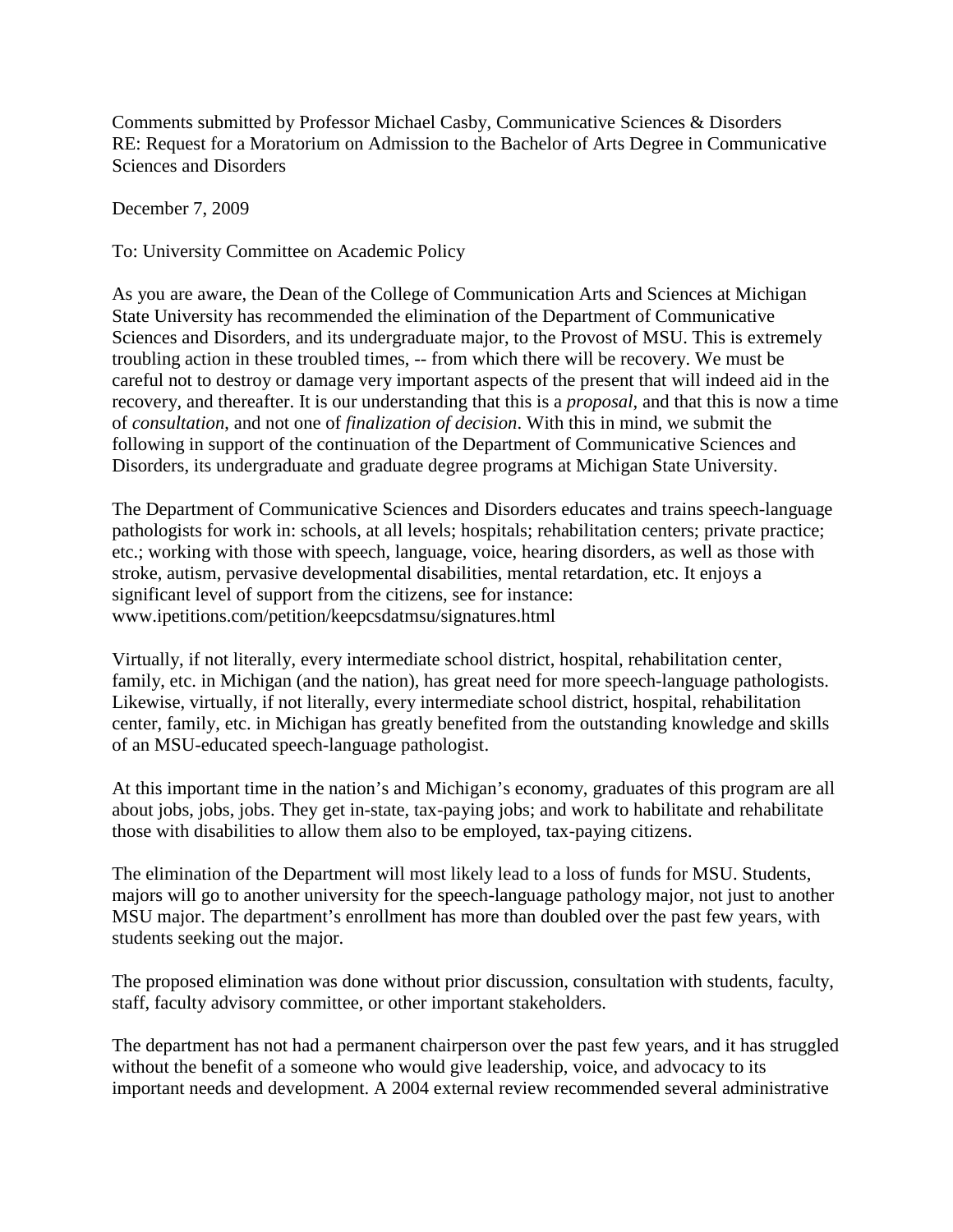Comments submitted by Professor Michael Casby, Communicative Sciences & Disorders
RE: Request for a Moratorium on Admission to the Bachelor of Arts Degree in Communicative Sciences and Disorders

December 7, 2009

To: University Committee on Academic Policy

As you are aware, the Dean of the College of Communication Arts and Sciences at Michigan State University has recommended the elimination of the Department of Communicative Sciences and Disorders, and its undergraduate major, to the Provost of MSU. This is extremely troubling action in these troubled times, -- from which there will be recovery. We must be careful not to destroy or damage very important aspects of the present that will indeed aid in the recovery, and thereafter. It is our understanding that this is a *proposal*, and that this is now a time of *consultation*, and not one of *finalization of decision*. With this in mind, we submit the following in support of the continuation of the Department of Communicative Sciences and Disorders, its undergraduate and graduate degree programs at Michigan State University.

The Department of Communicative Sciences and Disorders educates and trains speech-language pathologists for work in: schools, at all levels; hospitals; rehabilitation centers; private practice; etc.; working with those with speech, language, voice, hearing disorders, as well as those with stroke, autism, pervasive developmental disabilities, mental retardation, etc. It enjoys a significant level of support from the citizens, see for instance: www.ipetitions.com/petition/keepcsdatmsu/signatures.html

Virtually, if not literally, every intermediate school district, hospital, rehabilitation center, family, etc. in Michigan (and the nation), has great need for more speech-language pathologists. Likewise, virtually, if not literally, every intermediate school district, hospital, rehabilitation center, family, etc. in Michigan has greatly benefited from the outstanding knowledge and skills of an MSU-educated speech-language pathologist.

At this important time in the nation's and Michigan's economy, graduates of this program are all about jobs, jobs, jobs. They get in-state, tax-paying jobs; and work to habilitate and rehabilitate those with disabilities to allow them also to be employed, tax-paying citizens.

The elimination of the Department will most likely lead to a loss of funds for MSU. Students, majors will go to another university for the speech-language pathology major, not just to another MSU major. The department's enrollment has more than doubled over the past few years, with students seeking out the major.

The proposed elimination was done without prior discussion, consultation with students, faculty, staff, faculty advisory committee, or other important stakeholders.

The department has not had a permanent chairperson over the past few years, and it has struggled without the benefit of a someone who would give leadership, voice, and advocacy to its important needs and development. A 2004 external review recommended several administrative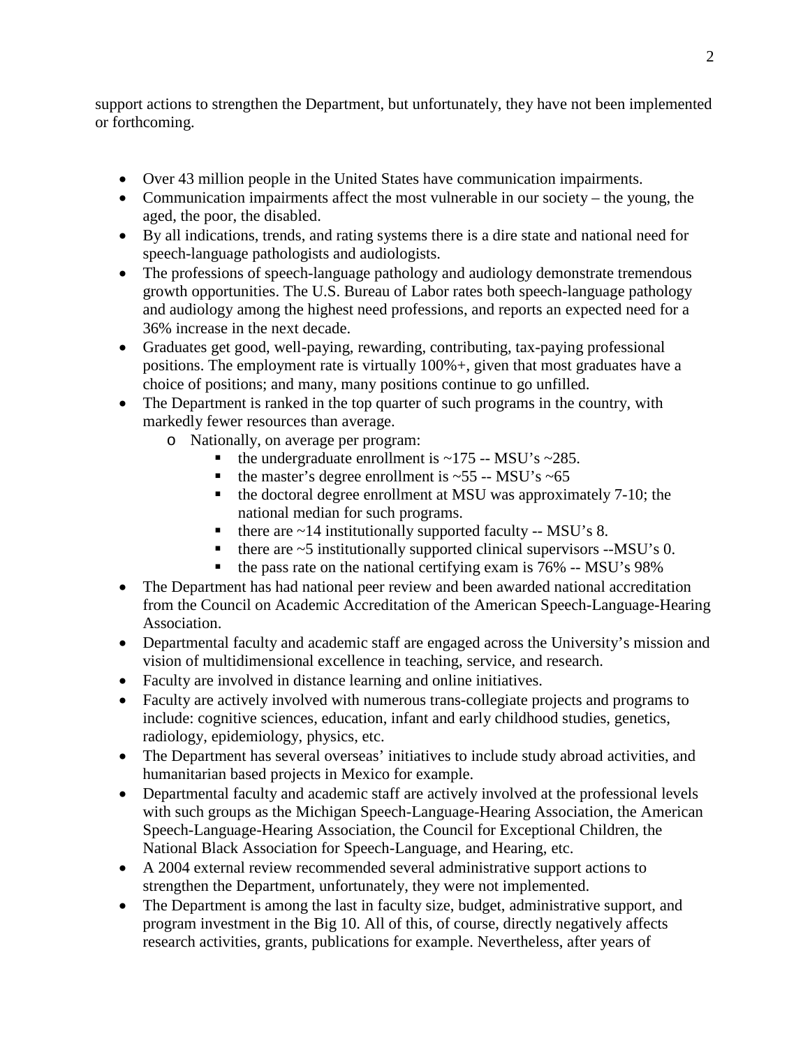support actions to strengthen the Department, but unfortunately, they have not been implemented or forthcoming.

- Over 43 million people in the United States have communication impairments.
- Communication impairments affect the most vulnerable in our society – the young, the aged, the poor, the disabled.
- By all indications, trends, and rating systems there is a dire state and national need for speech-language pathologists and audiologists.
- The professions of speech-language pathology and audiology demonstrate tremendous growth opportunities. The U.S. Bureau of Labor rates both speech-language pathology and audiology among the highest need professions, and reports an expected need for a 36% increase in the next decade.
- Graduates get good, well-paying, rewarding, contributing, tax-paying professional positions. The employment rate is virtually 100%+, given that most graduates have a choice of positions; and many, many positions continue to go unfilled.
- The Department is ranked in the top quarter of such programs in the country, with markedly fewer resources than average.
  - Nationally, on average per program:
    - the undergraduate enrollment is ~175 -- MSU's ~285.
    - the master's degree enrollment is ~55 -- MSU's ~65
    - the doctoral degree enrollment at MSU was approximately 7-10; the national median for such programs.
    - there are ~14 institutionally supported faculty -- MSU's 8.
    - there are ~5 institutionally supported clinical supervisors --MSU's 0.
    - the pass rate on the national certifying exam is 76% -- MSU's 98%
- The Department has had national peer review and been awarded national accreditation from the Council on Academic Accreditation of the American Speech-Language-Hearing Association.
- Departmental faculty and academic staff are engaged across the University's mission and vision of multidimensional excellence in teaching, service, and research.
- Faculty are involved in distance learning and online initiatives.
- Faculty are actively involved with numerous trans-collegiate projects and programs to include: cognitive sciences, education, infant and early childhood studies, genetics, radiology, epidemiology, physics, etc.
- The Department has several overseas' initiatives to include study abroad activities, and humanitarian based projects in Mexico for example.
- Departmental faculty and academic staff are actively involved at the professional levels with such groups as the Michigan Speech-Language-Hearing Association, the American Speech-Language-Hearing Association, the Council for Exceptional Children, the National Black Association for Speech-Language, and Hearing, etc.
- A 2004 external review recommended several administrative support actions to strengthen the Department, unfortunately, they were not implemented.
- The Department is among the last in faculty size, budget, administrative support, and program investment in the Big 10. All of this, of course, directly negatively affects research activities, grants, publications for example. Nevertheless, after years of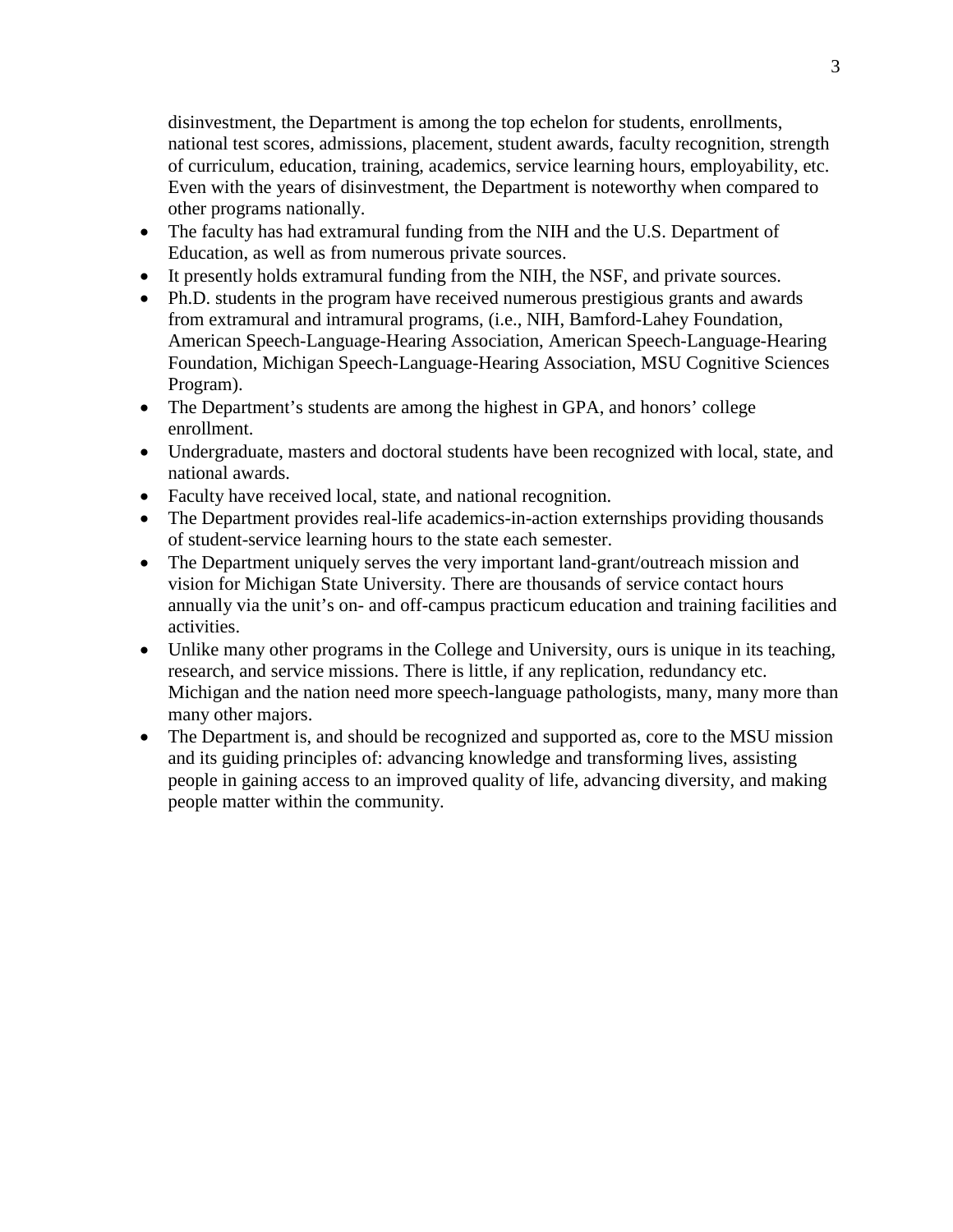disinvestment, the Department is among the top echelon for students, enrollments, national test scores, admissions, placement, student awards, faculty recognition, strength of curriculum, education, training, academics, service learning hours, employability, etc. Even with the years of disinvestment, the Department is noteworthy when compared to other programs nationally.

- The faculty has had extramural funding from the NIH and the U.S. Department of Education, as well as from numerous private sources.
- It presently holds extramural funding from the NIH, the NSF, and private sources.
- Ph.D. students in the program have received numerous prestigious grants and awards from extramural and intramural programs, (i.e., NIH, Bamford-Lahey Foundation, American Speech-Language-Hearing Association, American Speech-Language-Hearing Foundation, Michigan Speech-Language-Hearing Association, MSU Cognitive Sciences Program).
- The Department's students are among the highest in GPA, and honors' college enrollment.
- Undergraduate, masters and doctoral students have been recognized with local, state, and national awards.
- Faculty have received local, state, and national recognition.
- The Department provides real-life academics-in-action externships providing thousands of student-service learning hours to the state each semester.
- The Department uniquely serves the very important land-grant/outreach mission and vision for Michigan State University. There are thousands of service contact hours annually via the unit's on- and off-campus practicum education and training facilities and activities.
- Unlike many other programs in the College and University, ours is unique in its teaching, research, and service missions. There is little, if any replication, redundancy etc. Michigan and the nation need more speech-language pathologists, many, many more than many other majors.
- The Department is, and should be recognized and supported as, core to the MSU mission and its guiding principles of: advancing knowledge and transforming lives, assisting people in gaining access to an improved quality of life, advancing diversity, and making people matter within the community.